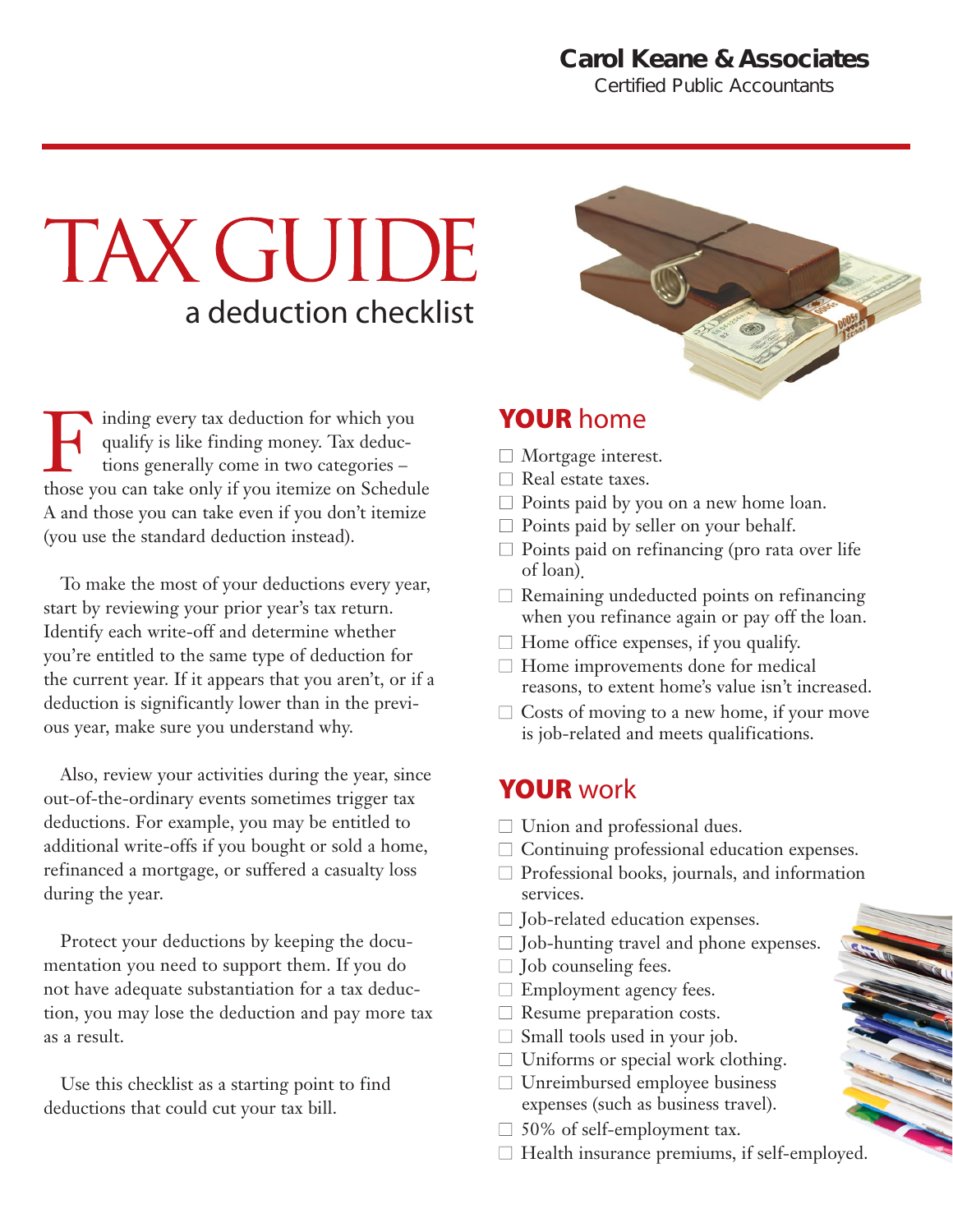Carol Keane & Associates
Certified Public Accountants

# TAX GUIDE
## a deduction checklist

Finding every tax deduction for which you qualify is like finding money. Tax deductions generally come in two categories – those you can take only if you itemize on Schedule A and those you can take even if you don't itemize (you use the standard deduction instead).

To make the most of your deductions every year, start by reviewing your prior year's tax return. Identify each write-off and determine whether you're entitled to the same type of deduction for the current year. If it appears that you aren't, or if a deduction is significantly lower than in the previous year, make sure you understand why.

Also, review your activities during the year, since out-of-the-ordinary events sometimes trigger tax deductions. For example, you may be entitled to additional write-offs if you bought or sold a home, refinanced a mortgage, or suffered a casualty loss during the year.

Protect your deductions by keeping the documentation you need to support them. If you do not have adequate substantiation for a tax deduction, you may lose the deduction and pay more tax as a result.

Use this checklist as a starting point to find deductions that could cut your tax bill.

## YOUR home

- ☐ Mortgage interest.
- ☐ Real estate taxes.
- ☐ Points paid by you on a new home loan.
- ☐ Points paid by seller on your behalf.
- ☐ Points paid on refinancing (pro rata over life of loan).
- ☐ Remaining undeducted points on refinancing when you refinance again or pay off the loan.
- ☐ Home office expenses, if you qualify.
- ☐ Home improvements done for medical reasons, to extent home's value isn't increased.
- ☐ Costs of moving to a new home, if your move is job-related and meets qualifications.

## YOUR work

- ☐ Union and professional dues.
- ☐ Continuing professional education expenses.
- ☐ Professional books, journals, and information services.
- ☐ Job-related education expenses.
- ☐ Job-hunting travel and phone expenses.
- ☐ Job counseling fees.
- ☐ Employment agency fees.
- ☐ Resume preparation costs.
- ☐ Small tools used in your job.
- ☐ Uniforms or special work clothing.
- ☐ Unreimbursed employee business expenses (such as business travel).
- ☐ 50% of self-employment tax.
- ☐ Health insurance premiums, if self-employed.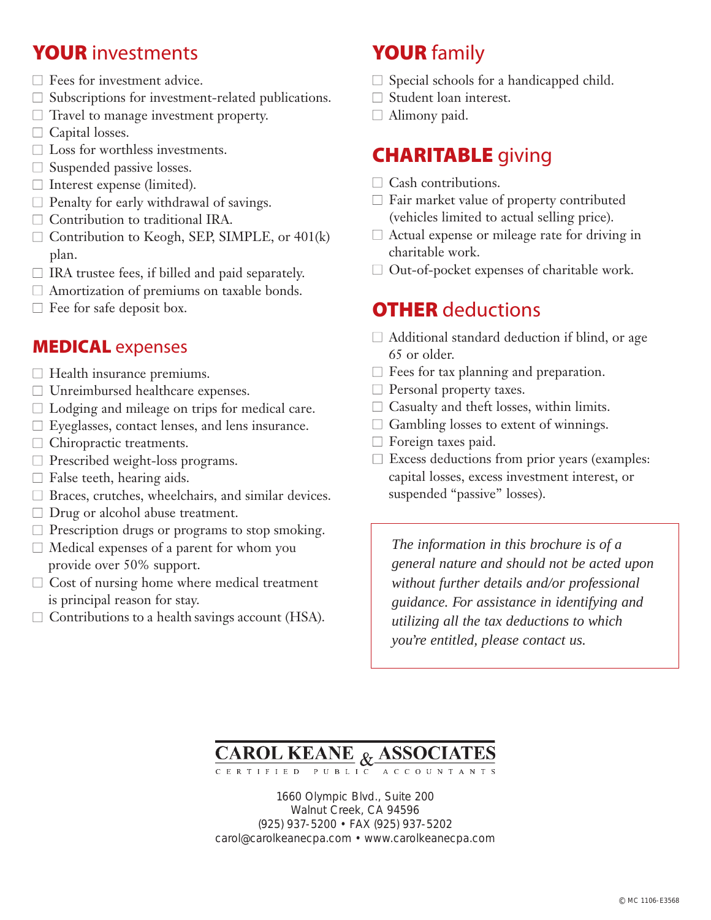## **YOUR** investments

- ☐ Fees for investment advice.
- ☐ Subscriptions for investment-related publications.
- ☐ Travel to manage investment property.
- ☐ Capital losses.
- ☐ Loss for worthless investments.
- ☐ Suspended passive losses.
- ☐ Interest expense (limited).
- ☐ Penalty for early withdrawal of savings.
- ☐ Contribution to traditional IRA.
- ☐ Contribution to Keogh, SEP, SIMPLE, or 401(k) plan.
- ☐ IRA trustee fees, if billed and paid separately.
- ☐ Amortization of premiums on taxable bonds.
- ☐ Fee for safe deposit box.

## **MEDICAL** expenses

- ☐ Health insurance premiums.
- ☐ Unreimbursed healthcare expenses.
- ☐ Lodging and mileage on trips for medical care.
- ☐ Eyeglasses, contact lenses, and lens insurance.
- ☐ Chiropractic treatments.
- ☐ Prescribed weight-loss programs.
- ☐ False teeth, hearing aids.
- ☐ Braces, crutches, wheelchairs, and similar devices.
- ☐ Drug or alcohol abuse treatment.
- ☐ Prescription drugs or programs to stop smoking.
- ☐ Medical expenses of a parent for whom you provide over 50% support.
- ☐ Cost of nursing home where medical treatment is principal reason for stay.
- ☐ Contributions to a health savings account (HSA).

## **YOUR** family

- ☐ Special schools for a handicapped child.
- ☐ Student loan interest.
- ☐ Alimony paid.

## **CHARITABLE** giving

- ☐ Cash contributions.
- ☐ Fair market value of property contributed (vehicles limited to actual selling price).
- ☐ Actual expense or mileage rate for driving in charitable work.
- ☐ Out-of-pocket expenses of charitable work.

## **OTHER** deductions

- ☐ Additional standard deduction if blind, or age 65 or older.
- ☐ Fees for tax planning and preparation.
- ☐ Personal property taxes.
- ☐ Casualty and theft losses, within limits.
- ☐ Gambling losses to extent of winnings.
- ☐ Foreign taxes paid.
- ☐ Excess deductions from prior years (examples: capital losses, excess investment interest, or suspended "passive" losses).

*The information in this brochure is of a general nature and should not be acted upon without further details and/or professional guidance. For assistance in identifying and utilizing all the tax deductions to which you're entitled, please contact us.*

**CAROL KEANE & ASSOCIATES**
CERTIFIED PUBLIC ACCOUNTANTS

1660 Olympic Blvd., Suite 200
Walnut Creek, CA 94596
(925) 937-5200 • FAX (925) 937-5202
carol@carolkeanecpa.com • www.carolkeanecpa.com

© MC 1106-E3568